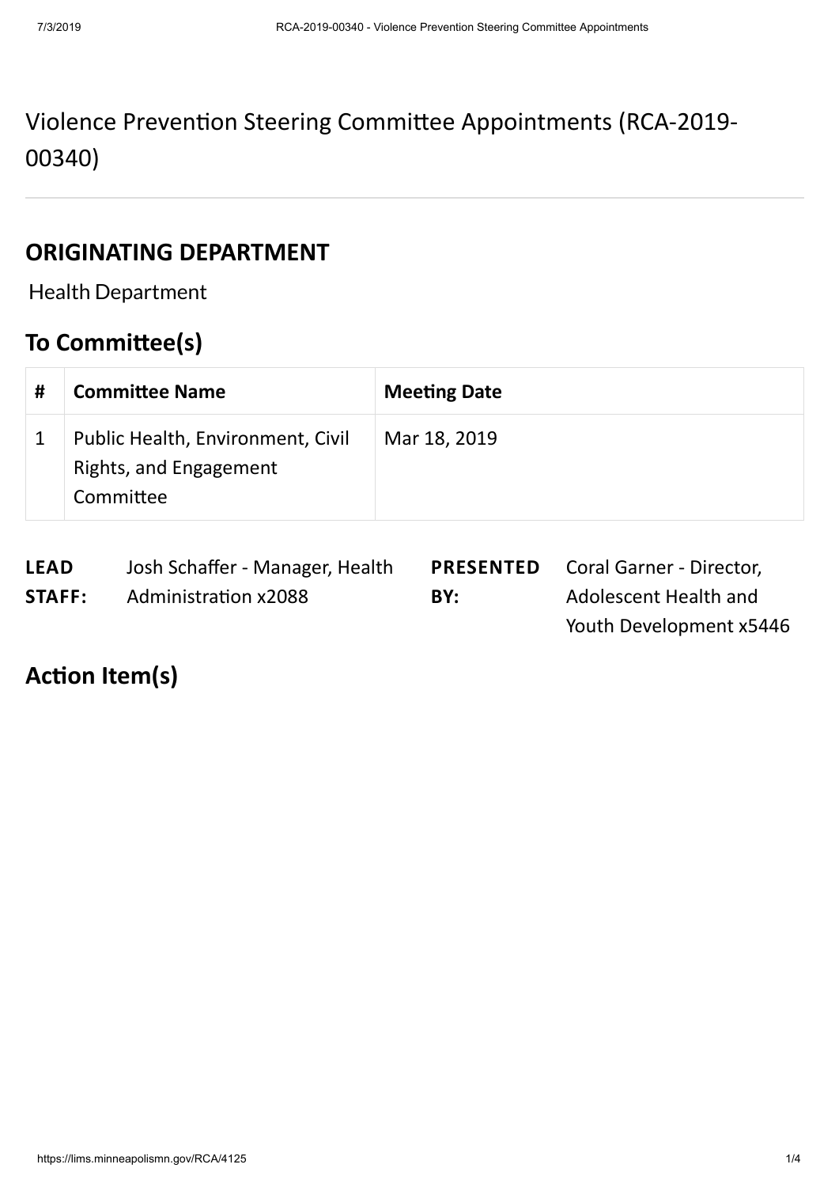# Violence Prevention Steering Committee Appointments (RCA-2019-00340)

## ORIGINATING DEPARTMENT

Health Department

## To Committee(s)

| # | Committee Name | Meeting Date |
|---|---|---|
| 1 | Public Health, Environment, Civil Rights, and Engagement Committee | Mar 18, 2019 |

| LEAD STAFF: | Josh Schaffer - Manager, Health Administration x2088 | PRESENTED BY: | Coral Garner - Director, Adolescent Health and Youth Development x5446 |
|---|---|---|---|

## Action Item(s)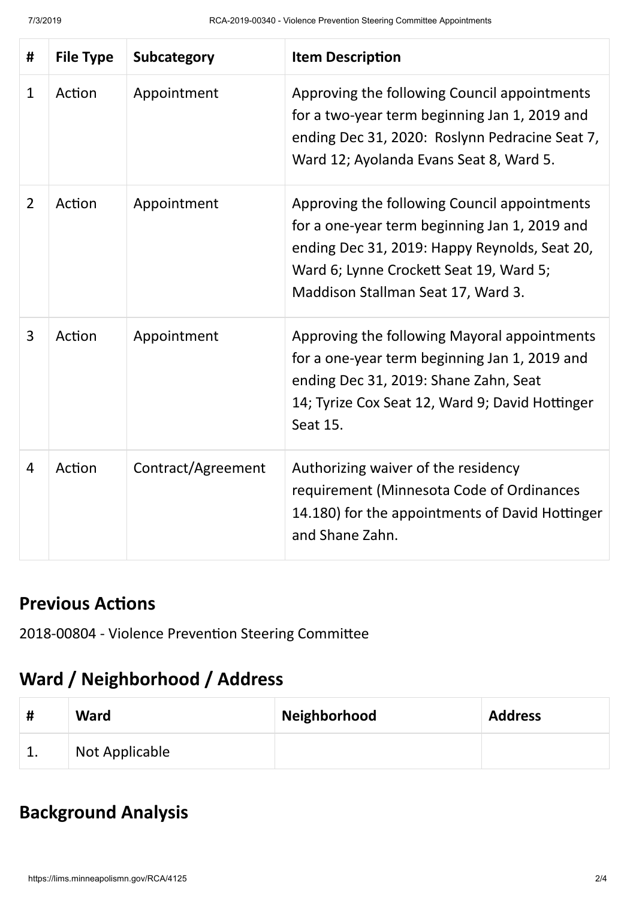| # | File Type | Subcategory | Item Description |
|---|---|---|---|
| 1 | Action | Appointment | Approving the following Council appointments for a two-year term beginning Jan 1, 2019 and ending Dec 31, 2020: Roslynn Pedracine Seat 7, Ward 12; Ayolanda Evans Seat 8, Ward 5. |
| 2 | Action | Appointment | Approving the following Council appointments for a one-year term beginning Jan 1, 2019 and ending Dec 31, 2019: Happy Reynolds, Seat 20, Ward 6; Lynne Crockett Seat 19, Ward 5; Maddison Stallman Seat 17, Ward 3. |
| 3 | Action | Appointment | Approving the following Mayoral appointments for a one-year term beginning Jan 1, 2019 and ending Dec 31, 2019: Shane Zahn, Seat 14; Tyrize Cox Seat 12, Ward 9; David Hottinger Seat 15. |
| 4 | Action | Contract/Agreement | Authorizing waiver of the residency requirement (Minnesota Code of Ordinances 14.180) for the appointments of David Hottinger and Shane Zahn. |

## Previous Actions

2018-00804 - Violence Prevention Steering Committee

## Ward / Neighborhood / Address

| # | Ward | Neighborhood | Address |
|---|---|---|---|
| 1. | Not Applicable | | |

## Background Analysis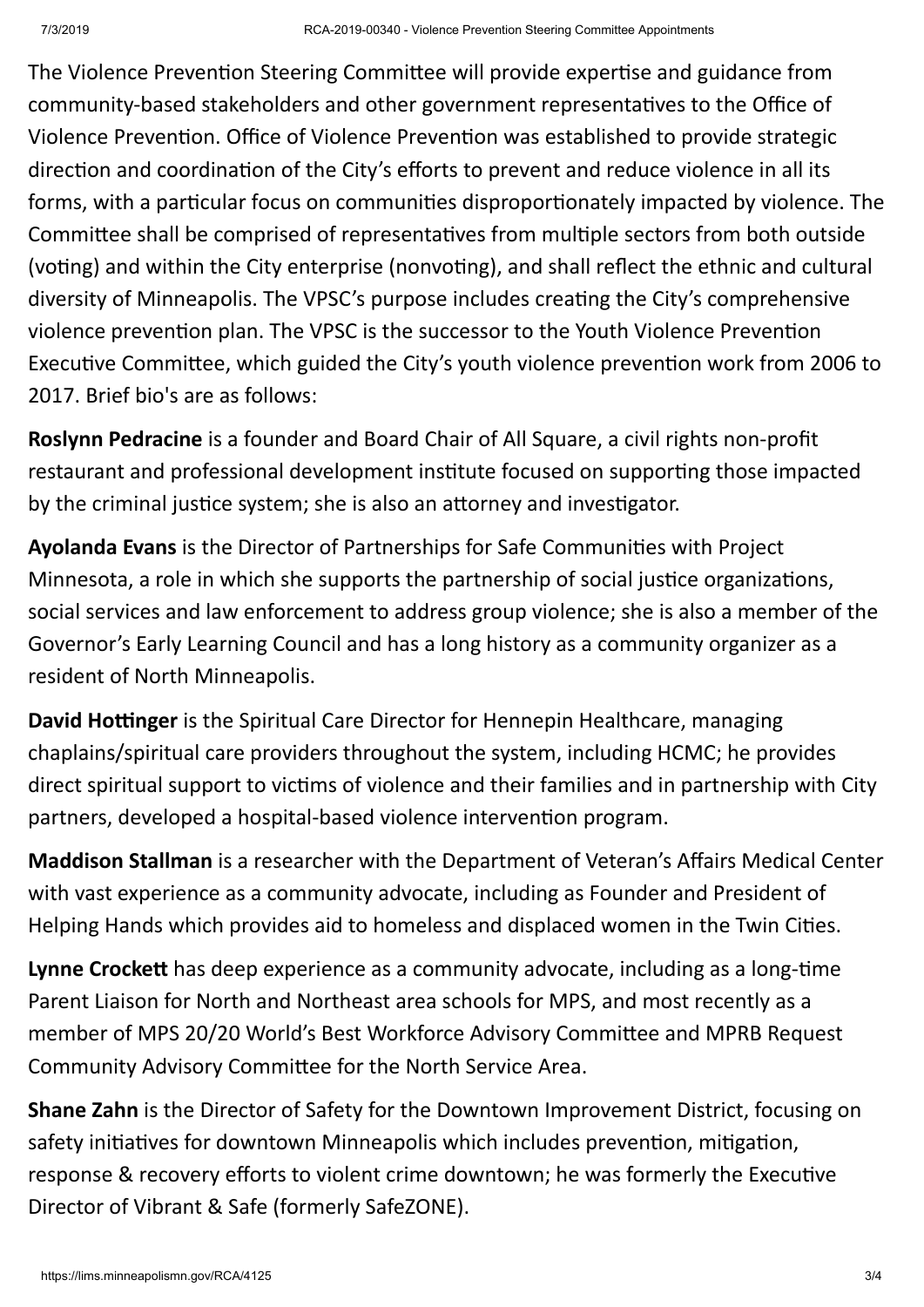The Violence Prevention Steering Committee will provide expertise and guidance from community-based stakeholders and other government representatives to the Office of Violence Prevention. Office of Violence Prevention was established to provide strategic direction and coordination of the City's efforts to prevent and reduce violence in all its forms, with a particular focus on communities disproportionately impacted by violence. The Committee shall be comprised of representatives from multiple sectors from both outside (voting) and within the City enterprise (nonvoting), and shall reflect the ethnic and cultural diversity of Minneapolis. The VPSC's purpose includes creating the City's comprehensive violence prevention plan. The VPSC is the successor to the Youth Violence Prevention Executive Committee, which guided the City's youth violence prevention work from 2006 to 2017. Brief bio's are as follows:

**Roslynn Pedracine** is a founder and Board Chair of All Square, a civil rights non-profit restaurant and professional development institute focused on supporting those impacted by the criminal justice system; she is also an attorney and investigator.

**Ayolanda Evans** is the Director of Partnerships for Safe Communities with Project Minnesota, a role in which she supports the partnership of social justice organizations, social services and law enforcement to address group violence; she is also a member of the Governor's Early Learning Council and has a long history as a community organizer as a resident of North Minneapolis.

**David Hottinger** is the Spiritual Care Director for Hennepin Healthcare, managing chaplains/spiritual care providers throughout the system, including HCMC; he provides direct spiritual support to victims of violence and their families and in partnership with City partners, developed a hospital-based violence intervention program.

**Maddison Stallman** is a researcher with the Department of Veteran's Affairs Medical Center with vast experience as a community advocate, including as Founder and President of Helping Hands which provides aid to homeless and displaced women in the Twin Cities.

**Lynne Crockett** has deep experience as a community advocate, including as a long-time Parent Liaison for North and Northeast area schools for MPS, and most recently as a member of MPS 20/20 World's Best Workforce Advisory Committee and MPRB Request Community Advisory Committee for the North Service Area.

**Shane Zahn** is the Director of Safety for the Downtown Improvement District, focusing on safety initiatives for downtown Minneapolis which includes prevention, mitigation, response & recovery efforts to violent crime downtown; he was formerly the Executive Director of Vibrant & Safe (formerly SafeZONE).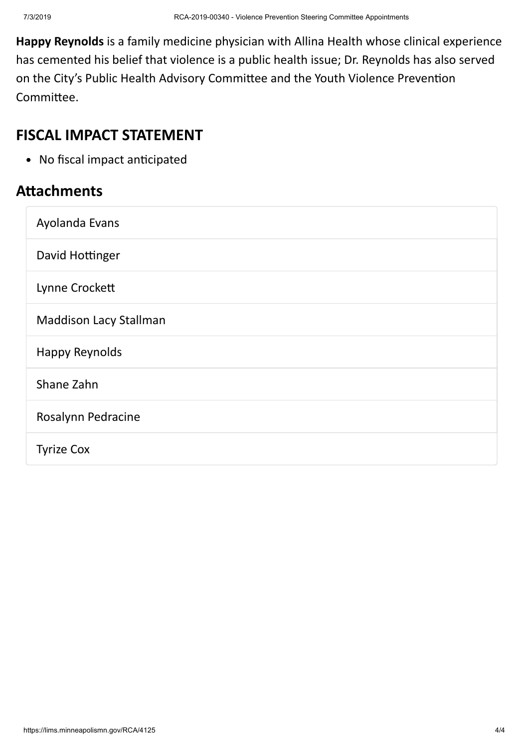**Happy Reynolds** is a family medicine physician with Allina Health whose clinical experience has cemented his belief that violence is a public health issue; Dr. Reynolds has also served on the City's Public Health Advisory Committee and the Youth Violence Prevention Committee.

## FISCAL IMPACT STATEMENT

- No fiscal impact anticipated

## Attachments

- Ayolanda Evans
- David Hottinger
- Lynne Crockett
- Maddison Lacy Stallman
- Happy Reynolds
- Shane Zahn
- Rosalynn Pedracine
- Tyrize Cox